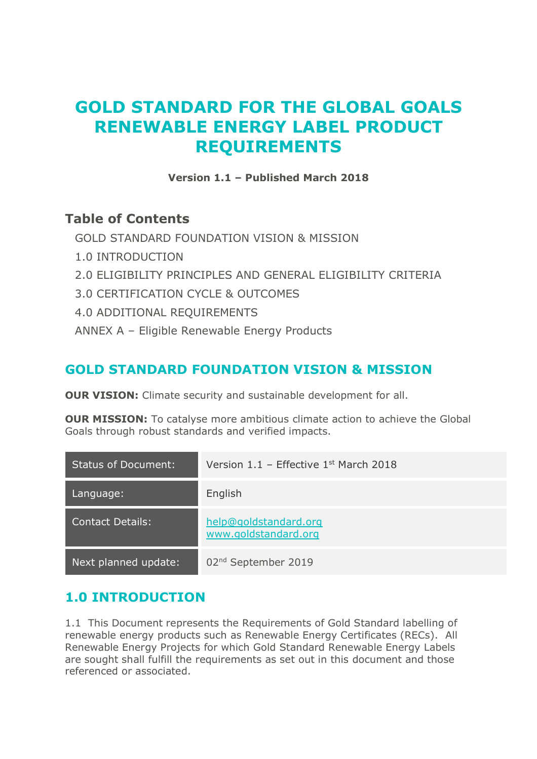# GOLD STANDARD FOR THE GLOBAL GOALS RENEWABLE ENERGY LABEL PRODUCT REQUIREMENTS

**Version 1.1 – Published March 2018**

## Table of Contents

GOLD STANDARD FOUNDATION VISION & MISSION

1.0 INTRODUCTION

2.0 ELIGIBILITY PRINCIPLES AND GENERAL ELIGIBILITY CRITERIA

3.0 CERTIFICATION CYCLE & OUTCOMES

4.0 ADDITIONAL REQUIREMENTS

ANNEX A – Eligible Renewable Energy Products

## GOLD STANDARD FOUNDATION VISION & MISSION

**OUR VISION:** Climate security and sustainable development for all.

**OUR MISSION:** To catalyse more ambitious climate action to achieve the Global Goals through robust standards and verified impacts.

| Status of Document: | Version 1.1 – Effective 1st March 2018 |
|---|---|
| Language: | English |
| Contact Details: | help@goldstandard.org<br>www.goldstandard.org |
| Next planned update: | 02nd September 2019 |

## 1.0 INTRODUCTION

1.1 This Document represents the Requirements of Gold Standard labelling of renewable energy products such as Renewable Energy Certificates (RECs). All Renewable Energy Projects for which Gold Standard Renewable Energy Labels are sought shall fulfill the requirements as set out in this document and those referenced or associated.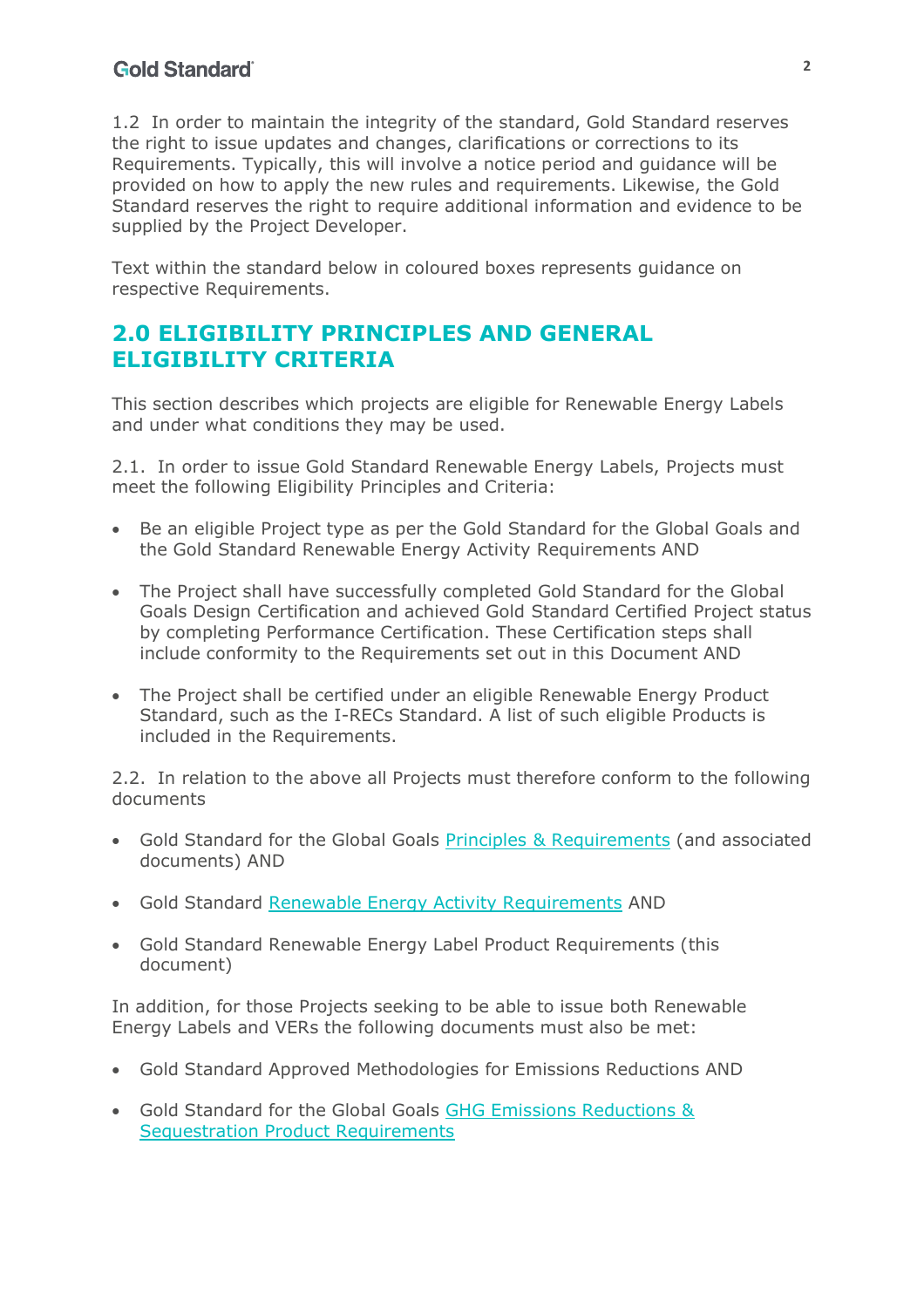1.2 In order to maintain the integrity of the standard, Gold Standard reserves the right to issue updates and changes, clarifications or corrections to its Requirements. Typically, this will involve a notice period and guidance will be provided on how to apply the new rules and requirements. Likewise, the Gold Standard reserves the right to require additional information and evidence to be supplied by the Project Developer.

Text within the standard below in coloured boxes represents guidance on respective Requirements.

## 2.0 ELIGIBILITY PRINCIPLES AND GENERAL ELIGIBILITY CRITERIA

This section describes which projects are eligible for Renewable Energy Labels and under what conditions they may be used.

2.1. In order to issue Gold Standard Renewable Energy Labels, Projects must meet the following Eligibility Principles and Criteria:

- Be an eligible Project type as per the Gold Standard for the Global Goals and the Gold Standard Renewable Energy Activity Requirements AND
- The Project shall have successfully completed Gold Standard for the Global Goals Design Certification and achieved Gold Standard Certified Project status by completing Performance Certification. These Certification steps shall include conformity to the Requirements set out in this Document AND
- The Project shall be certified under an eligible Renewable Energy Product Standard, such as the I-RECs Standard. A list of such eligible Products is included in the Requirements.

2.2. In relation to the above all Projects must therefore conform to the following documents

- Gold Standard for the Global Goals Principles & Requirements (and associated documents) AND
- Gold Standard Renewable Energy Activity Requirements AND
- Gold Standard Renewable Energy Label Product Requirements (this document)

In addition, for those Projects seeking to be able to issue both Renewable Energy Labels and VERs the following documents must also be met:

- Gold Standard Approved Methodologies for Emissions Reductions AND
- Gold Standard for the Global Goals GHG Emissions Reductions & Sequestration Product Requirements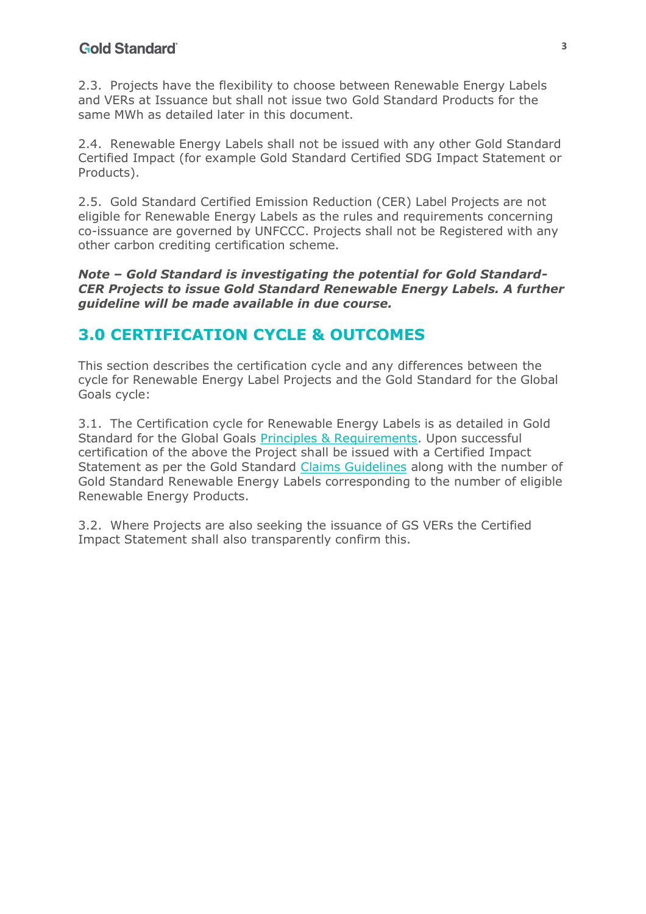2.3. Projects have the flexibility to choose between Renewable Energy Labels and VERs at Issuance but shall not issue two Gold Standard Products for the same MWh as detailed later in this document.

2.4. Renewable Energy Labels shall not be issued with any other Gold Standard Certified Impact (for example Gold Standard Certified SDG Impact Statement or Products).

2.5. Gold Standard Certified Emission Reduction (CER) Label Projects are not eligible for Renewable Energy Labels as the rules and requirements concerning co-issuance are governed by UNFCCC. Projects shall not be Registered with any other carbon crediting certification scheme.

***Note – Gold Standard is investigating the potential for Gold Standard-CER Projects to issue Gold Standard Renewable Energy Labels. A further guideline will be made available in due course.***

## 3.0 CERTIFICATION CYCLE & OUTCOMES

This section describes the certification cycle and any differences between the cycle for Renewable Energy Label Projects and the Gold Standard for the Global Goals cycle:

3.1. The Certification cycle for Renewable Energy Labels is as detailed in Gold Standard for the Global Goals Principles & Requirements. Upon successful certification of the above the Project shall be issued with a Certified Impact Statement as per the Gold Standard Claims Guidelines along with the number of Gold Standard Renewable Energy Labels corresponding to the number of eligible Renewable Energy Products.

3.2. Where Projects are also seeking the issuance of GS VERs the Certified Impact Statement shall also transparently confirm this.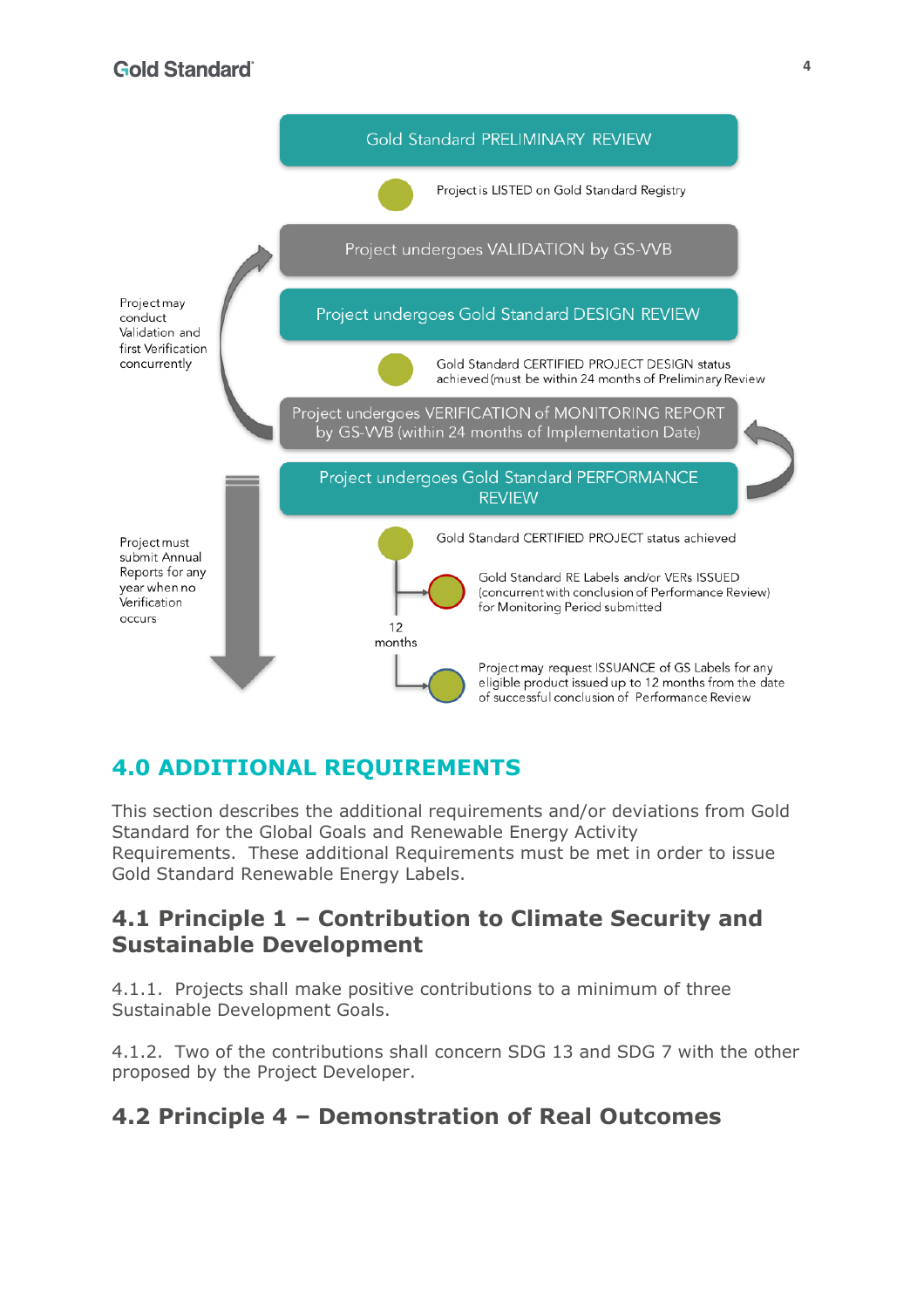Gold Standard PRELIMINARY REVIEW

Project is LISTED on Gold Standard Registry

Project undergoes VALIDATION by GS-VVB

Project may conduct Validation and first Verification concurrently

Project undergoes Gold Standard DESIGN REVIEW

Gold Standard CERTIFIED PROJECT DESIGN status achieved (must be within 24 months of Preliminary Review

Project undergoes VERIFICATION of MONITORING REPORT by GS-VVB (within 24 months of Implementation Date)

Project undergoes Gold Standard PERFORMANCE REVIEW

Project must submit Annual Reports for any year when no Verification occurs

Gold Standard CERTIFIED PROJECT status achieved

Gold Standard RE Labels and/or VERs ISSUED (concurrent with conclusion of Performance Review) for Monitoring Period submitted

12 months

Project may request ISSUANCE of GS Labels for any eligible product issued up to 12 months from the date of successful conclusion of Performance Review

## 4.0 ADDITIONAL REQUIREMENTS

This section describes the additional requirements and/or deviations from Gold Standard for the Global Goals and Renewable Energy Activity Requirements. These additional Requirements must be met in order to issue Gold Standard Renewable Energy Labels.

### 4.1 Principle 1 – Contribution to Climate Security and Sustainable Development

4.1.1. Projects shall make positive contributions to a minimum of three Sustainable Development Goals.

4.1.2. Two of the contributions shall concern SDG 13 and SDG 7 with the other proposed by the Project Developer.

### 4.2 Principle 4 – Demonstration of Real Outcomes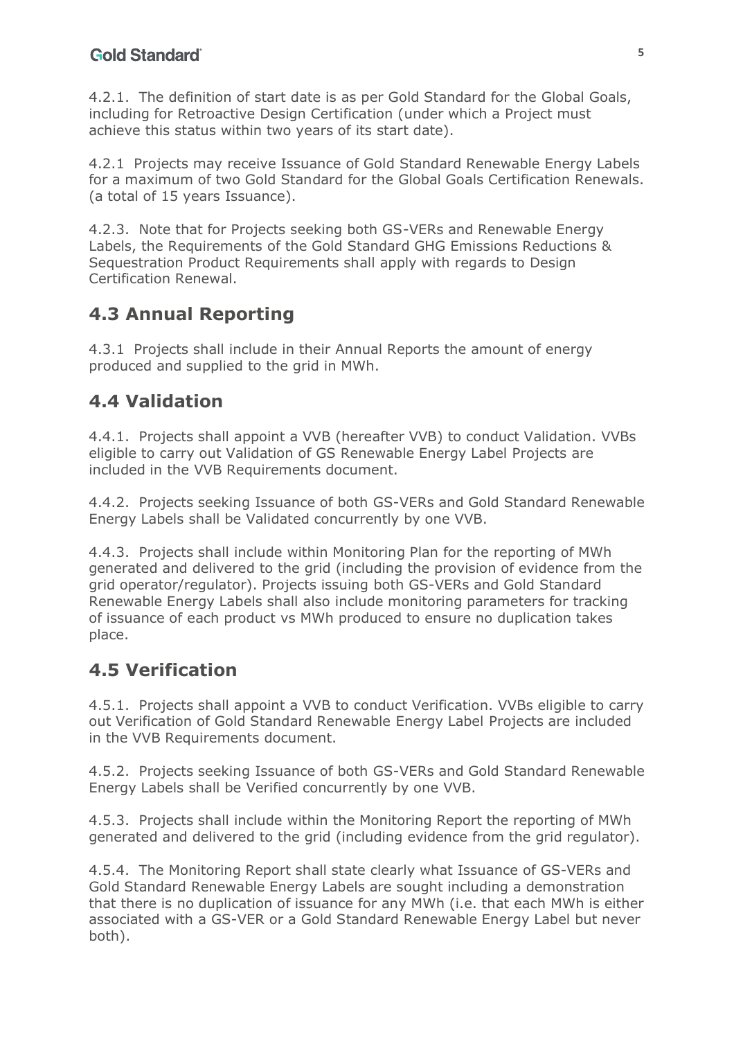4.2.1. The definition of start date is as per Gold Standard for the Global Goals, including for Retroactive Design Certification (under which a Project must achieve this status within two years of its start date).

4.2.1 Projects may receive Issuance of Gold Standard Renewable Energy Labels for a maximum of two Gold Standard for the Global Goals Certification Renewals. (a total of 15 years Issuance).

4.2.3. Note that for Projects seeking both GS-VERs and Renewable Energy Labels, the Requirements of the Gold Standard GHG Emissions Reductions & Sequestration Product Requirements shall apply with regards to Design Certification Renewal.

## 4.3 Annual Reporting

4.3.1 Projects shall include in their Annual Reports the amount of energy produced and supplied to the grid in MWh.

## 4.4 Validation

4.4.1. Projects shall appoint a VVB (hereafter VVB) to conduct Validation. VVBs eligible to carry out Validation of GS Renewable Energy Label Projects are included in the VVB Requirements document.

4.4.2. Projects seeking Issuance of both GS-VERs and Gold Standard Renewable Energy Labels shall be Validated concurrently by one VVB.

4.4.3. Projects shall include within Monitoring Plan for the reporting of MWh generated and delivered to the grid (including the provision of evidence from the grid operator/regulator). Projects issuing both GS-VERs and Gold Standard Renewable Energy Labels shall also include monitoring parameters for tracking of issuance of each product vs MWh produced to ensure no duplication takes place.

## 4.5 Verification

4.5.1. Projects shall appoint a VVB to conduct Verification. VVBs eligible to carry out Verification of Gold Standard Renewable Energy Label Projects are included in the VVB Requirements document.

4.5.2. Projects seeking Issuance of both GS-VERs and Gold Standard Renewable Energy Labels shall be Verified concurrently by one VVB.

4.5.3. Projects shall include within the Monitoring Report the reporting of MWh generated and delivered to the grid (including evidence from the grid regulator).

4.5.4. The Monitoring Report shall state clearly what Issuance of GS-VERs and Gold Standard Renewable Energy Labels are sought including a demonstration that there is no duplication of issuance for any MWh (i.e. that each MWh is either associated with a GS-VER or a Gold Standard Renewable Energy Label but never both).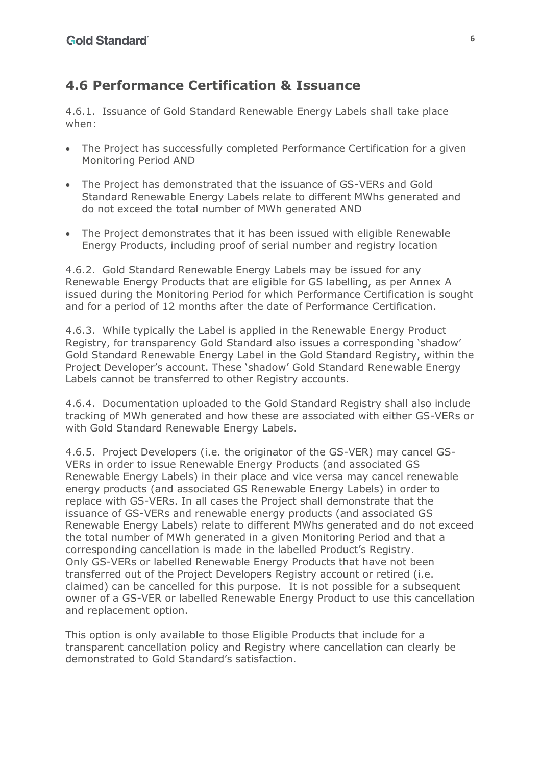## 4.6 Performance Certification & Issuance

4.6.1. Issuance of Gold Standard Renewable Energy Labels shall take place when:

- The Project has successfully completed Performance Certification for a given Monitoring Period AND
- The Project has demonstrated that the issuance of GS-VERs and Gold Standard Renewable Energy Labels relate to different MWhs generated and do not exceed the total number of MWh generated AND
- The Project demonstrates that it has been issued with eligible Renewable Energy Products, including proof of serial number and registry location

4.6.2. Gold Standard Renewable Energy Labels may be issued for any Renewable Energy Products that are eligible for GS labelling, as per Annex A issued during the Monitoring Period for which Performance Certification is sought and for a period of 12 months after the date of Performance Certification.

4.6.3. While typically the Label is applied in the Renewable Energy Product Registry, for transparency Gold Standard also issues a corresponding 'shadow' Gold Standard Renewable Energy Label in the Gold Standard Registry, within the Project Developer's account. These 'shadow' Gold Standard Renewable Energy Labels cannot be transferred to other Registry accounts.

4.6.4. Documentation uploaded to the Gold Standard Registry shall also include tracking of MWh generated and how these are associated with either GS-VERs or with Gold Standard Renewable Energy Labels.

4.6.5. Project Developers (i.e. the originator of the GS-VER) may cancel GS-VERs in order to issue Renewable Energy Products (and associated GS Renewable Energy Labels) in their place and vice versa may cancel renewable energy products (and associated GS Renewable Energy Labels) in order to replace with GS-VERs. In all cases the Project shall demonstrate that the issuance of GS-VERs and renewable energy products (and associated GS Renewable Energy Labels) relate to different MWhs generated and do not exceed the total number of MWh generated in a given Monitoring Period and that a corresponding cancellation is made in the labelled Product's Registry. Only GS-VERs or labelled Renewable Energy Products that have not been transferred out of the Project Developers Registry account or retired (i.e. claimed) can be cancelled for this purpose. It is not possible for a subsequent owner of a GS-VER or labelled Renewable Energy Product to use this cancellation and replacement option.

This option is only available to those Eligible Products that include for a transparent cancellation policy and Registry where cancellation can clearly be demonstrated to Gold Standard's satisfaction.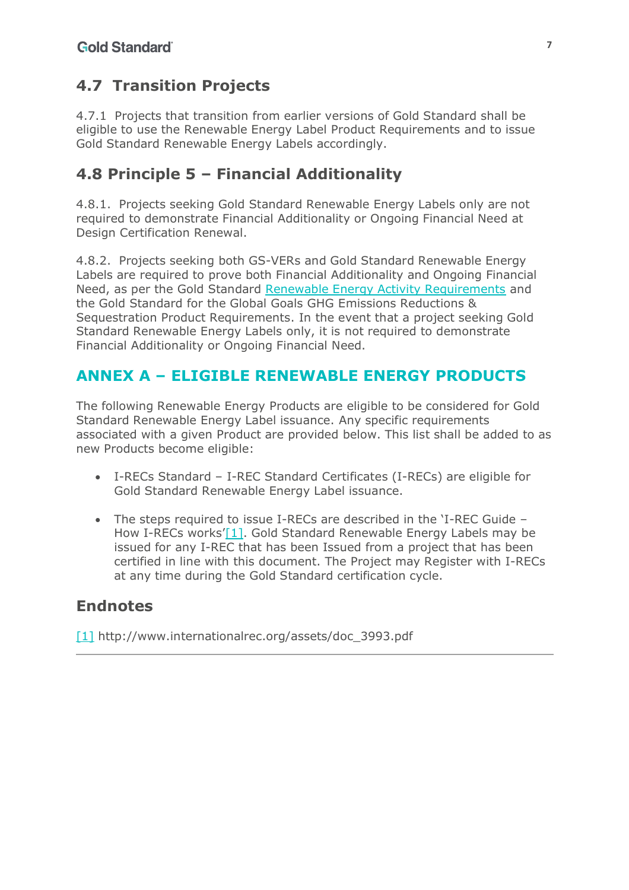## 4.7 Transition Projects

4.7.1 Projects that transition from earlier versions of Gold Standard shall be eligible to use the Renewable Energy Label Product Requirements and to issue Gold Standard Renewable Energy Labels accordingly.

## 4.8 Principle 5 – Financial Additionality

4.8.1. Projects seeking Gold Standard Renewable Energy Labels only are not required to demonstrate Financial Additionality or Ongoing Financial Need at Design Certification Renewal.

4.8.2. Projects seeking both GS-VERs and Gold Standard Renewable Energy Labels are required to prove both Financial Additionality and Ongoing Financial Need, as per the Gold Standard Renewable Energy Activity Requirements and the Gold Standard for the Global Goals GHG Emissions Reductions & Sequestration Product Requirements. In the event that a project seeking Gold Standard Renewable Energy Labels only, it is not required to demonstrate Financial Additionality or Ongoing Financial Need.

## ANNEX A – ELIGIBLE RENEWABLE ENERGY PRODUCTS

The following Renewable Energy Products are eligible to be considered for Gold Standard Renewable Energy Label issuance. Any specific requirements associated with a given Product are provided below. This list shall be added to as new Products become eligible:

- I-RECs Standard – I-REC Standard Certificates (I-RECs) are eligible for Gold Standard Renewable Energy Label issuance.
- The steps required to issue I-RECs are described in the 'I-REC Guide – How I-RECs works'[1]. Gold Standard Renewable Energy Labels may be issued for any I-REC that has been Issued from a project that has been certified in line with this document. The Project may Register with I-RECs at any time during the Gold Standard certification cycle.

## Endnotes

[1] http://www.internationalrec.org/assets/doc_3993.pdf